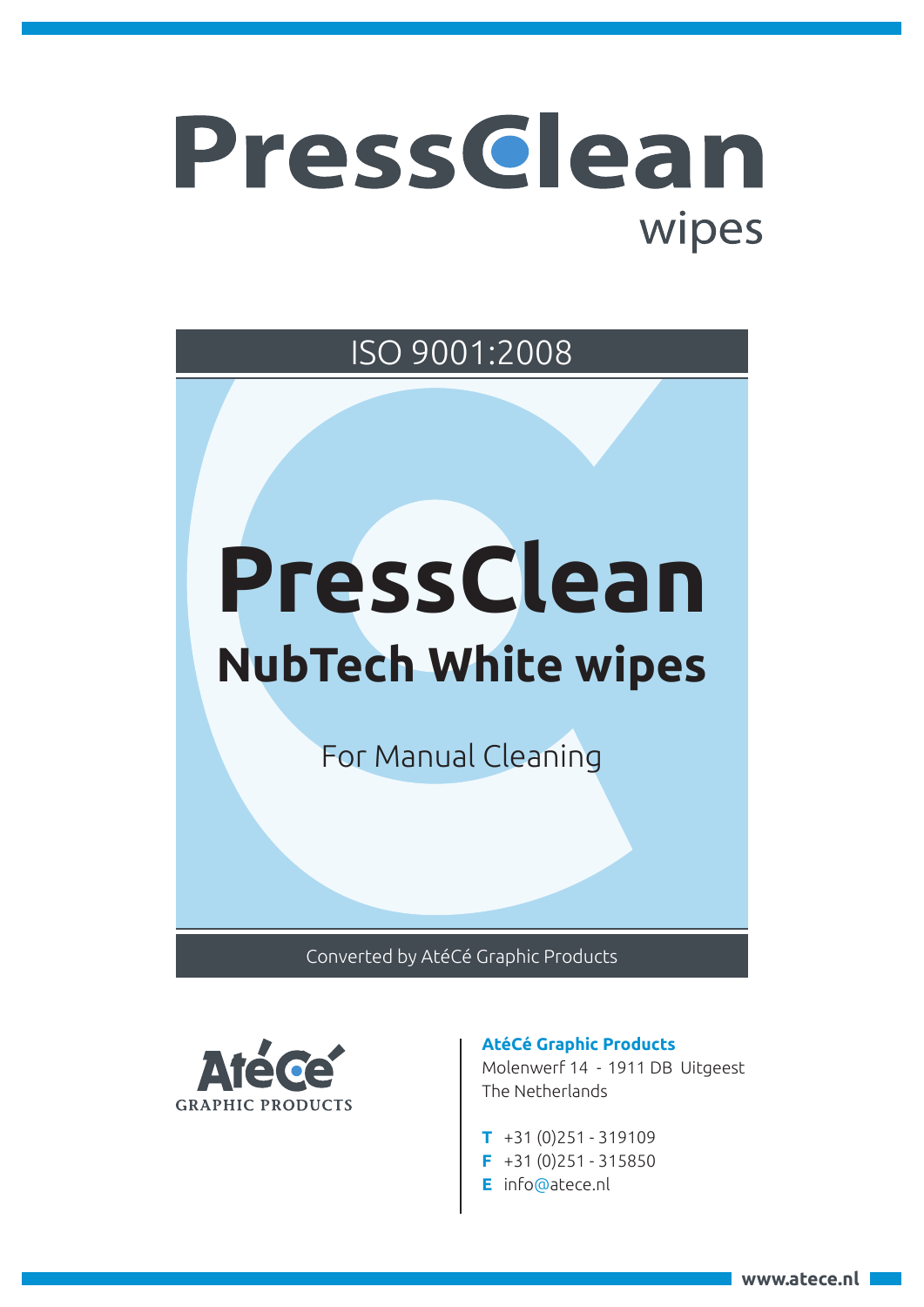# PressClean wipes

ISO 9001:2008

# PressClean

## NubTech White wipes

For Manual Cleaning

Converted by AtéCé Graphic Products

AtéCé GRAPHIC PRODUCTS

**AtéCé Graphic Products**
Molenwerf 14 - 1911 DB Uitgeest
The Netherlands

**T** +31 (0)251 - 319109
**F** +31 (0)251 - 315850
**E** info@atece.nl

www.atece.nl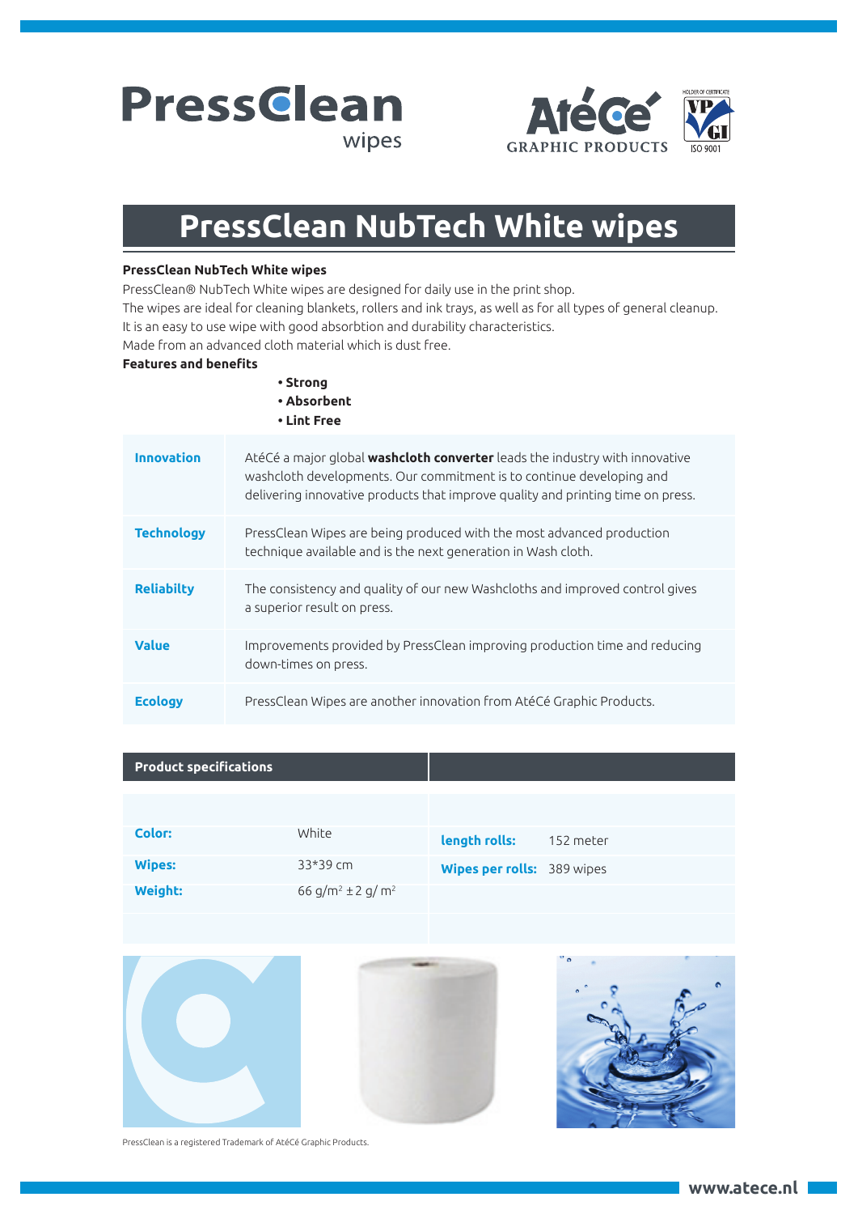# PressClean NubTech White wipes

**PressClean NubTech White wipes**

PressClean® NubTech White wipes are designed for daily use in the print shop.
The wipes are ideal for cleaning blankets, rollers and ink trays, as well as for all types of general cleanup.
It is an easy to use wipe with good absorbtion and durability characteristics.
Made from an advanced cloth material which is dust free.

**Features and benefits**

- **Strong**
- **Absorbent**
- **Lint Free**

| | |
|---|---|
| **Innovation** | AtéCé a major global **washcloth converter** leads the industry with innovative washcloth developments. Our commitment is to continue developing and delivering innovative products that improve quality and printing time on press. |
| **Technology** | PressClean Wipes are being produced with the most advanced production technique available and is the next generation in Wash cloth. |
| **Reliabilty** | The consistency and quality of our new Washcloths and improved control gives a superior result on press. |
| **Value** | Improvements provided by PressClean improving production time and reducing down-times on press. |
| **Ecology** | PressClean Wipes are another innovation from AtéCé Graphic Products. |

| **Product specifications** | | | |
|---|---|---|---|
| **Color:** | White | **length rolls:** | 152 meter |
| **Wipes:** | 33*39 cm | **Wipes per rolls:** | 389 wipes |
| **Weight:** | 66 g/m² ±2 g/ m² | | |

PressClean is a registered Trademark of AtéCé Graphic Products.

www.atece.nl